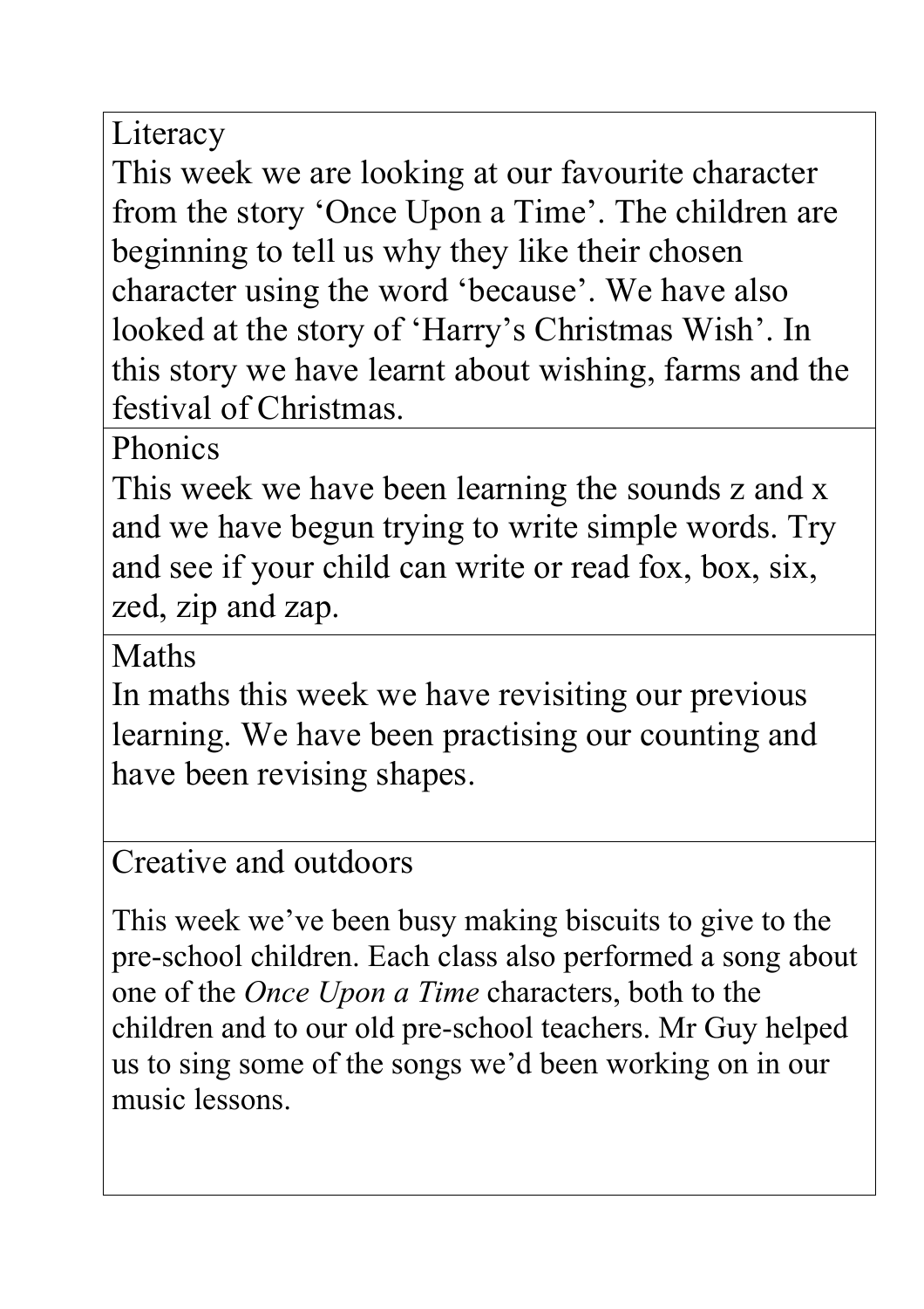## Literacy

This week we are looking at our favourite character from the story 'Once Upon a Time'. The children are beginning to tell us why they like their chosen character using the word 'because'. We have also looked at the story of 'Harry's Christmas Wish'. In this story we have learnt about wishing, farms and the festival of Christmas.

## Phonics

This week we have been learning the sounds z and x and we have begun trying to write simple words. Try and see if your child can write or read fox, box, six, zed, zip and zap.

## Maths

In maths this week we have revisiting our previous learning. We have been practising our counting and have been revising shapes.

## Creative and outdoors

This week we've been busy making biscuits to give to the pre-school children. Each class also performed a song about one of the *Once Upon a Time* characters, both to the children and to our old pre-school teachers. Mr Guy helped us to sing some of the songs we'd been working on in our music lessons.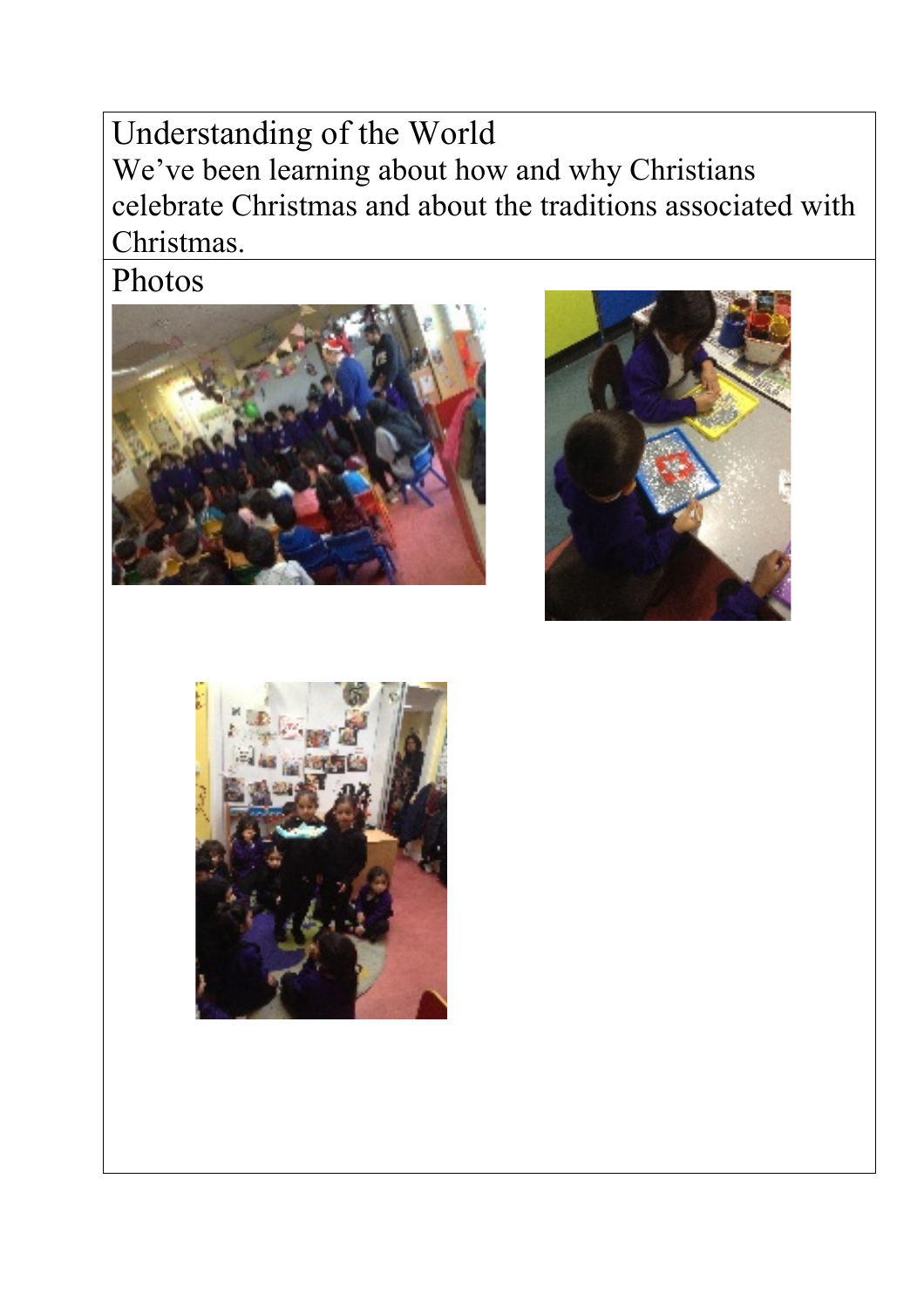Understanding of the World

We've been learning about how and why Christians celebrate Christmas and about the traditions associated with Christmas.

Photos